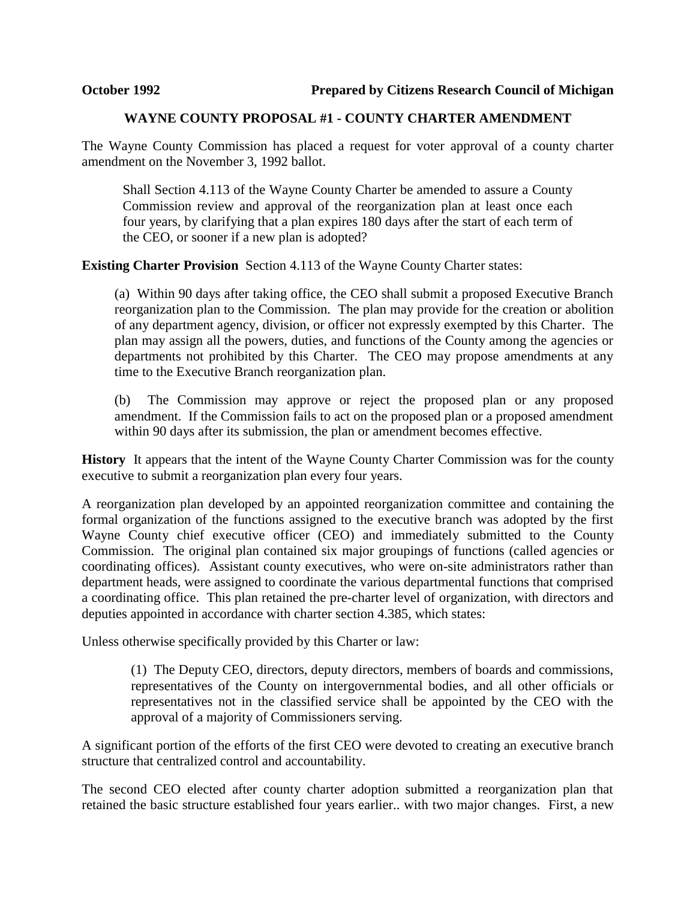**October 1992** **Prepared by Citizens Research Council of Michigan**

## WAYNE COUNTY PROPOSAL #1 - COUNTY CHARTER AMENDMENT

The Wayne County Commission has placed a request for voter approval of a county charter amendment on the November 3, 1992 ballot.

> Shall Section 4.113 of the Wayne County Charter be amended to assure a County Commission review and approval of the reorganization plan at least once each four years, by clarifying that a plan expires 180 days after the start of each term of the CEO, or sooner if a new plan is adopted?

**Existing Charter Provision** Section 4.113 of the Wayne County Charter states:

> (a) Within 90 days after taking office, the CEO shall submit a proposed Executive Branch reorganization plan to the Commission. The plan may provide for the creation or abolition of any department agency, division, or officer not expressly exempted by this Charter. The plan may assign all the powers, duties, and functions of the County among the agencies or departments not prohibited by this Charter. The CEO may propose amendments at any time to the Executive Branch reorganization plan.
>
> (b) The Commission may approve or reject the proposed plan or any proposed amendment. If the Commission fails to act on the proposed plan or a proposed amendment within 90 days after its submission, the plan or amendment becomes effective.

**History** It appears that the intent of the Wayne County Charter Commission was for the county executive to submit a reorganization plan every four years.

A reorganization plan developed by an appointed reorganization committee and containing the formal organization of the functions assigned to the executive branch was adopted by the first Wayne County chief executive officer (CEO) and immediately submitted to the County Commission. The original plan contained six major groupings of functions (called agencies or coordinating offices). Assistant county executives, who were on-site administrators rather than department heads, were assigned to coordinate the various departmental functions that comprised a coordinating office. This plan retained the pre-charter level of organization, with directors and deputies appointed in accordance with charter section 4.385, which states:

Unless otherwise specifically provided by this Charter or law:

> (1) The Deputy CEO, directors, deputy directors, members of boards and commissions, representatives of the County on intergovernmental bodies, and all other officials or representatives not in the classified service shall be appointed by the CEO with the approval of a majority of Commissioners serving.

A significant portion of the efforts of the first CEO were devoted to creating an executive branch structure that centralized control and accountability.

The second CEO elected after county charter adoption submitted a reorganization plan that retained the basic structure established four years earlier.. with two major changes. First, a new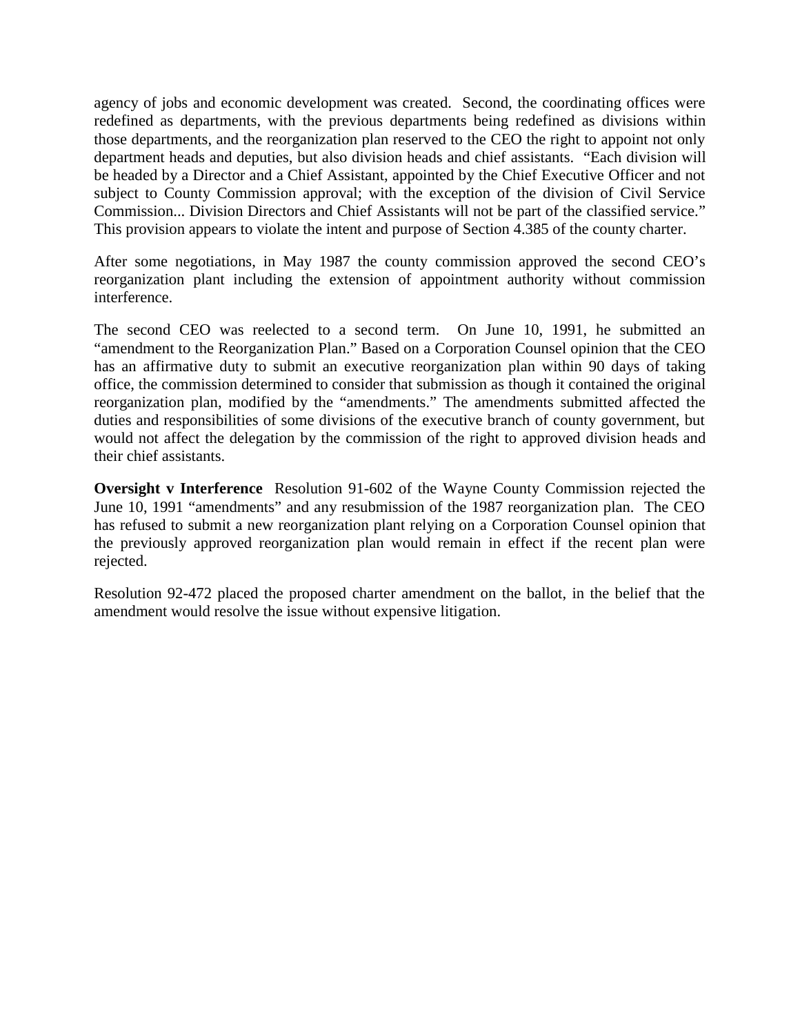agency of jobs and economic development was created. Second, the coordinating offices were redefined as departments, with the previous departments being redefined as divisions within those departments, and the reorganization plan reserved to the CEO the right to appoint not only department heads and deputies, but also division heads and chief assistants. "Each division will be headed by a Director and a Chief Assistant, appointed by the Chief Executive Officer and not subject to County Commission approval; with the exception of the division of Civil Service Commission... Division Directors and Chief Assistants will not be part of the classified service." This provision appears to violate the intent and purpose of Section 4.385 of the county charter.

After some negotiations, in May 1987 the county commission approved the second CEO's reorganization plant including the extension of appointment authority without commission interference.

The second CEO was reelected to a second term. On June 10, 1991, he submitted an "amendment to the Reorganization Plan." Based on a Corporation Counsel opinion that the CEO has an affirmative duty to submit an executive reorganization plan within 90 days of taking office, the commission determined to consider that submission as though it contained the original reorganization plan, modified by the "amendments." The amendments submitted affected the duties and responsibilities of some divisions of the executive branch of county government, but would not affect the delegation by the commission of the right to approved division heads and their chief assistants.

**Oversight v Interference** Resolution 91-602 of the Wayne County Commission rejected the June 10, 1991 "amendments" and any resubmission of the 1987 reorganization plan. The CEO has refused to submit a new reorganization plant relying on a Corporation Counsel opinion that the previously approved reorganization plan would remain in effect if the recent plan were rejected.

Resolution 92-472 placed the proposed charter amendment on the ballot, in the belief that the amendment would resolve the issue without expensive litigation.